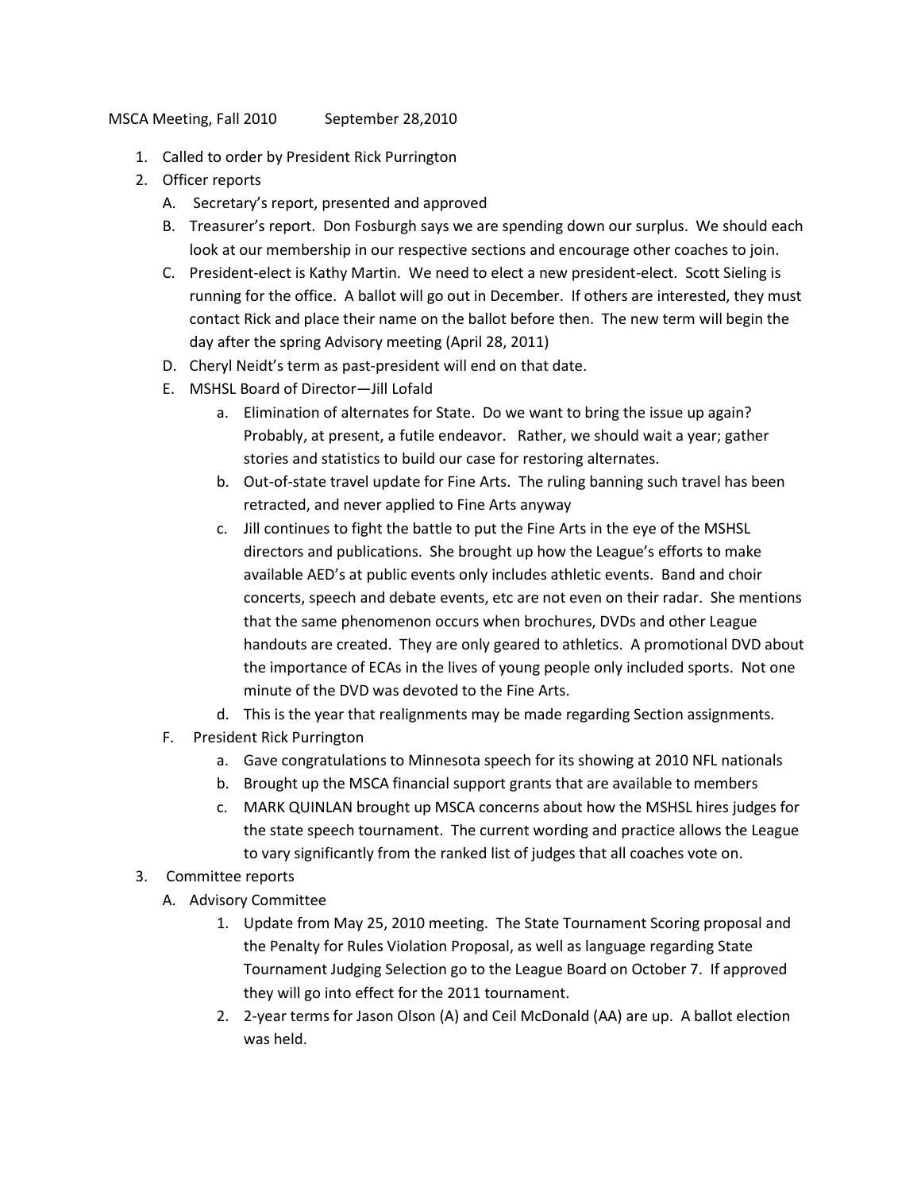MSCA Meeting, Fall 2010 September 28,2010

1. Called to order by President Rick Purrington
2. Officer reports
   A. Secretary's report, presented and approved
   B. Treasurer's report. Don Fosburgh says we are spending down our surplus. We should each look at our membership in our respective sections and encourage other coaches to join.
   C. President-elect is Kathy Martin. We need to elect a new president-elect. Scott Sieling is running for the office. A ballot will go out in December. If others are interested, they must contact Rick and place their name on the ballot before then. The new term will begin the day after the spring Advisory meeting (April 28, 2011)
   D. Cheryl Neidt's term as past-president will end on that date.
   E. MSHSL Board of Director—Jill Lofald
      a. Elimination of alternates for State. Do we want to bring the issue up again? Probably, at present, a futile endeavor. Rather, we should wait a year; gather stories and statistics to build our case for restoring alternates.
      b. Out-of-state travel update for Fine Arts. The ruling banning such travel has been retracted, and never applied to Fine Arts anyway
      c. Jill continues to fight the battle to put the Fine Arts in the eye of the MSHSL directors and publications. She brought up how the League's efforts to make available AED's at public events only includes athletic events. Band and choir concerts, speech and debate events, etc are not even on their radar. She mentions that the same phenomenon occurs when brochures, DVDs and other League handouts are created. They are only geared to athletics. A promotional DVD about the importance of ECAs in the lives of young people only included sports. Not one minute of the DVD was devoted to the Fine Arts.
      d. This is the year that realignments may be made regarding Section assignments.
   F. President Rick Purrington
      a. Gave congratulations to Minnesota speech for its showing at 2010 NFL nationals
      b. Brought up the MSCA financial support grants that are available to members
      c. MARK QUINLAN brought up MSCA concerns about how the MSHSL hires judges for the state speech tournament. The current wording and practice allows the League to vary significantly from the ranked list of judges that all coaches vote on.
3. Committee reports
   A. Advisory Committee
      1. Update from May 25, 2010 meeting. The State Tournament Scoring proposal and the Penalty for Rules Violation Proposal, as well as language regarding State Tournament Judging Selection go to the League Board on October 7. If approved they will go into effect for the 2011 tournament.
      2. 2-year terms for Jason Olson (A) and Ceil McDonald (AA) are up. A ballot election was held.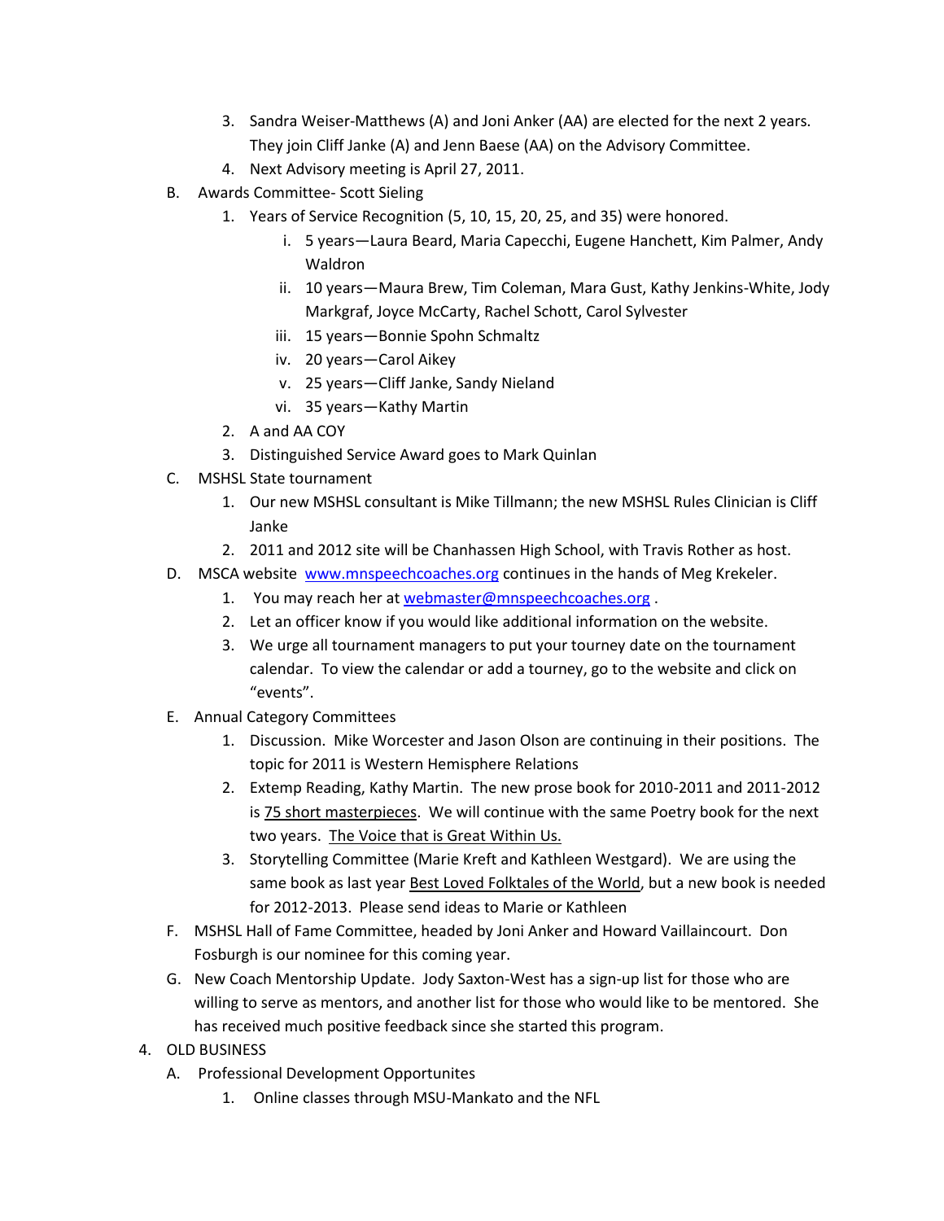3. Sandra Weiser-Matthews (A) and Joni Anker (AA) are elected for the next 2 years. They join Cliff Janke (A) and Jenn Baese (AA) on the Advisory Committee.
4. Next Advisory meeting is April 27, 2011.

B. Awards Committee- Scott Sieling

1. Years of Service Recognition (5, 10, 15, 20, 25, and 35) were honored.
   - i. 5 years—Laura Beard, Maria Capecchi, Eugene Hanchett, Kim Palmer, Andy Waldron
   - ii. 10 years—Maura Brew, Tim Coleman, Mara Gust, Kathy Jenkins-White, Jody Markgraf, Joyce McCarty, Rachel Schott, Carol Sylvester
   - iii. 15 years—Bonnie Spohn Schmaltz
   - iv. 20 years—Carol Aikey
   - v. 25 years—Cliff Janke, Sandy Nieland
   - vi. 35 years—Kathy Martin
2. A and AA COY
3. Distinguished Service Award goes to Mark Quinlan

C. MSHSL State tournament

1. Our new MSHSL consultant is Mike Tillmann; the new MSHSL Rules Clinician is Cliff Janke
2. 2011 and 2012 site will be Chanhassen High School, with Travis Rother as host.

D. MSCA website [www.mnspeechcoaches.org](www.mnspeechcoaches.org) continues in the hands of Meg Krekeler.

1. You may reach her at [webmaster@mnspeechcoaches.org](mailto:webmaster@mnspeechcoaches.org) .
2. Let an officer know if you would like additional information on the website.
3. We urge all tournament managers to put your tourney date on the tournament calendar. To view the calendar or add a tourney, go to the website and click on "events".

E. Annual Category Committees

1. Discussion. Mike Worcester and Jason Olson are continuing in their positions. The topic for 2011 is Western Hemisphere Relations
2. Extemp Reading, Kathy Martin. The new prose book for 2010-2011 and 2011-2012 is <u>75 short masterpieces</u>. We will continue with the same Poetry book for the next two years. <u>The Voice that is Great Within Us.</u>
3. Storytelling Committee (Marie Kreft and Kathleen Westgard). We are using the same book as last year <u>Best Loved Folktales of the World</u>, but a new book is needed for 2012-2013. Please send ideas to Marie or Kathleen

F. MSHSL Hall of Fame Committee, headed by Joni Anker and Howard Vaillaincourt. Don Fosburgh is our nominee for this coming year.

G. New Coach Mentorship Update. Jody Saxton-West has a sign-up list for those who are willing to serve as mentors, and another list for those who would like to be mentored. She has received much positive feedback since she started this program.

4. OLD BUSINESS

A. Professional Development Opportunites

1. Online classes through MSU-Mankato and the NFL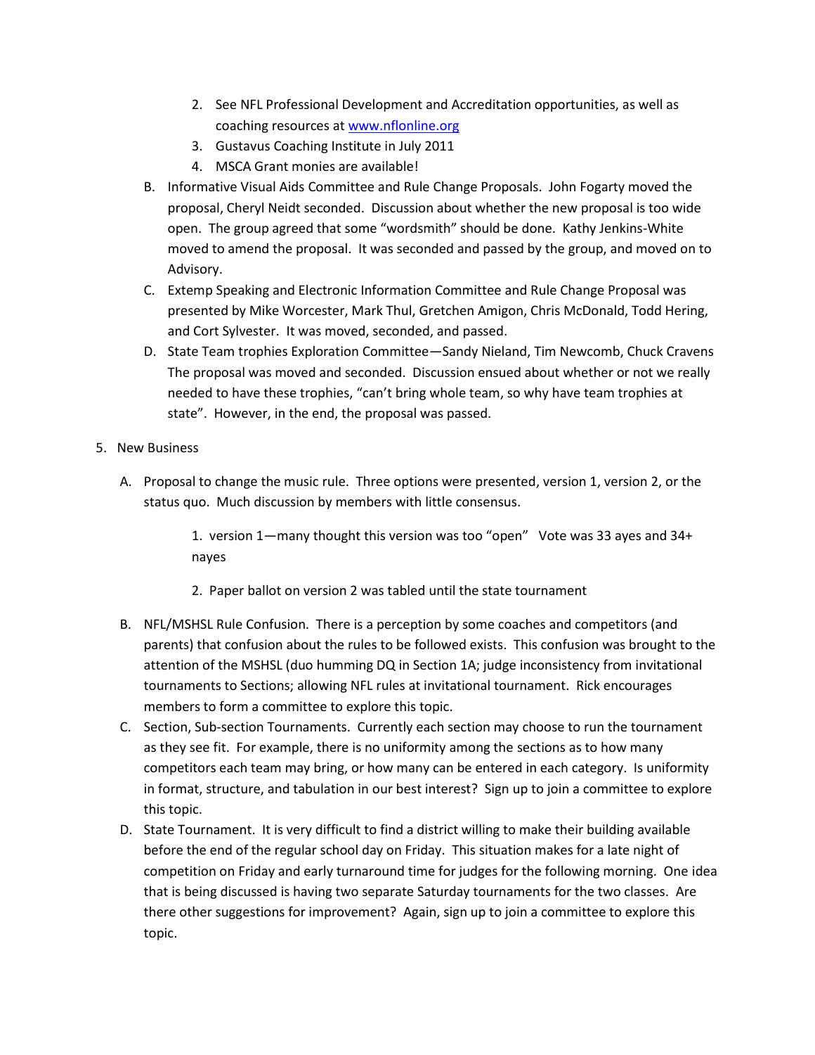2. See NFL Professional Development and Accreditation opportunities, as well as coaching resources at www.nflonline.org
   3. Gustavus Coaching Institute in July 2011
   4. MSCA Grant monies are available!

B. Informative Visual Aids Committee and Rule Change Proposals. John Fogarty moved the proposal, Cheryl Neidt seconded. Discussion about whether the new proposal is too wide open. The group agreed that some "wordsmith" should be done. Kathy Jenkins-White moved to amend the proposal. It was seconded and passed by the group, and moved on to Advisory.

C. Extemp Speaking and Electronic Information Committee and Rule Change Proposal was presented by Mike Worcester, Mark Thul, Gretchen Amigon, Chris McDonald, Todd Hering, and Cort Sylvester. It was moved, seconded, and passed.

D. State Team trophies Exploration Committee—Sandy Nieland, Tim Newcomb, Chuck Cravens The proposal was moved and seconded. Discussion ensued about whether or not we really needed to have these trophies, "can't bring whole team, so why have team trophies at state". However, in the end, the proposal was passed.

5. New Business

   A. Proposal to change the music rule. Three options were presented, version 1, version 2, or the status quo. Much discussion by members with little consensus.

      1. version 1—many thought this version was too "open" Vote was 33 ayes and 34+ nayes

      2. Paper ballot on version 2 was tabled until the state tournament

   B. NFL/MSHSL Rule Confusion. There is a perception by some coaches and competitors (and parents) that confusion about the rules to be followed exists. This confusion was brought to the attention of the MSHSL (duo humming DQ in Section 1A; judge inconsistency from invitational tournaments to Sections; allowing NFL rules at invitational tournament. Rick encourages members to form a committee to explore this topic.

   C. Section, Sub-section Tournaments. Currently each section may choose to run the tournament as they see fit. For example, there is no uniformity among the sections as to how many competitors each team may bring, or how many can be entered in each category. Is uniformity in format, structure, and tabulation in our best interest? Sign up to join a committee to explore this topic.

   D. State Tournament. It is very difficult to find a district willing to make their building available before the end of the regular school day on Friday. This situation makes for a late night of competition on Friday and early turnaround time for judges for the following morning. One idea that is being discussed is having two separate Saturday tournaments for the two classes. Are there other suggestions for improvement? Again, sign up to join a committee to explore this topic.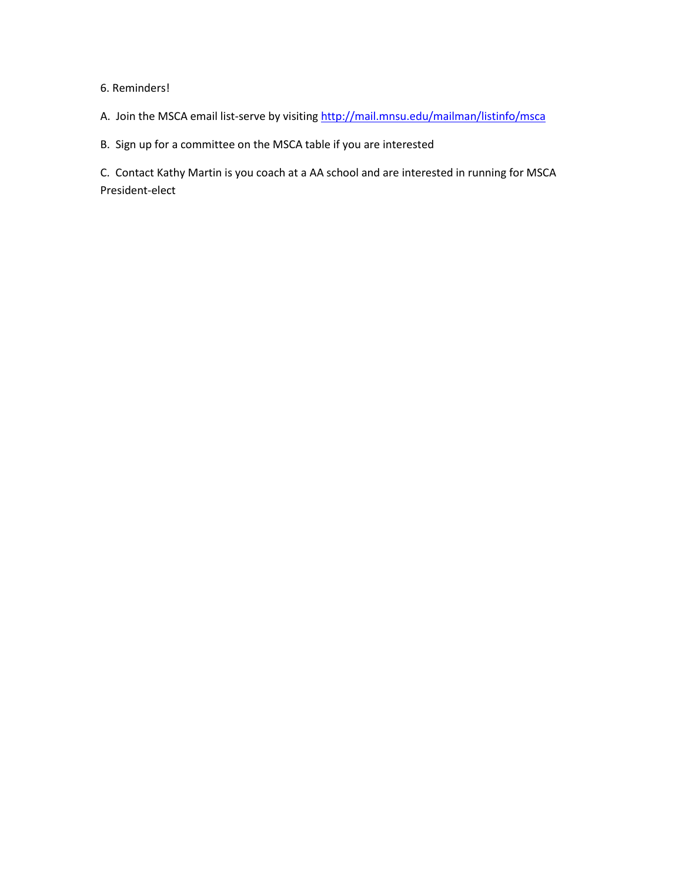6. Reminders!

A. Join the MSCA email list-serve by visiting [http://mail.mnsu.edu/mailman/listinfo/msca](http://mail.mnsu.edu/mailman/listinfo/msca)

B. Sign up for a committee on the MSCA table if you are interested

C. Contact Kathy Martin is you coach at a AA school and are interested in running for MSCA President-elect